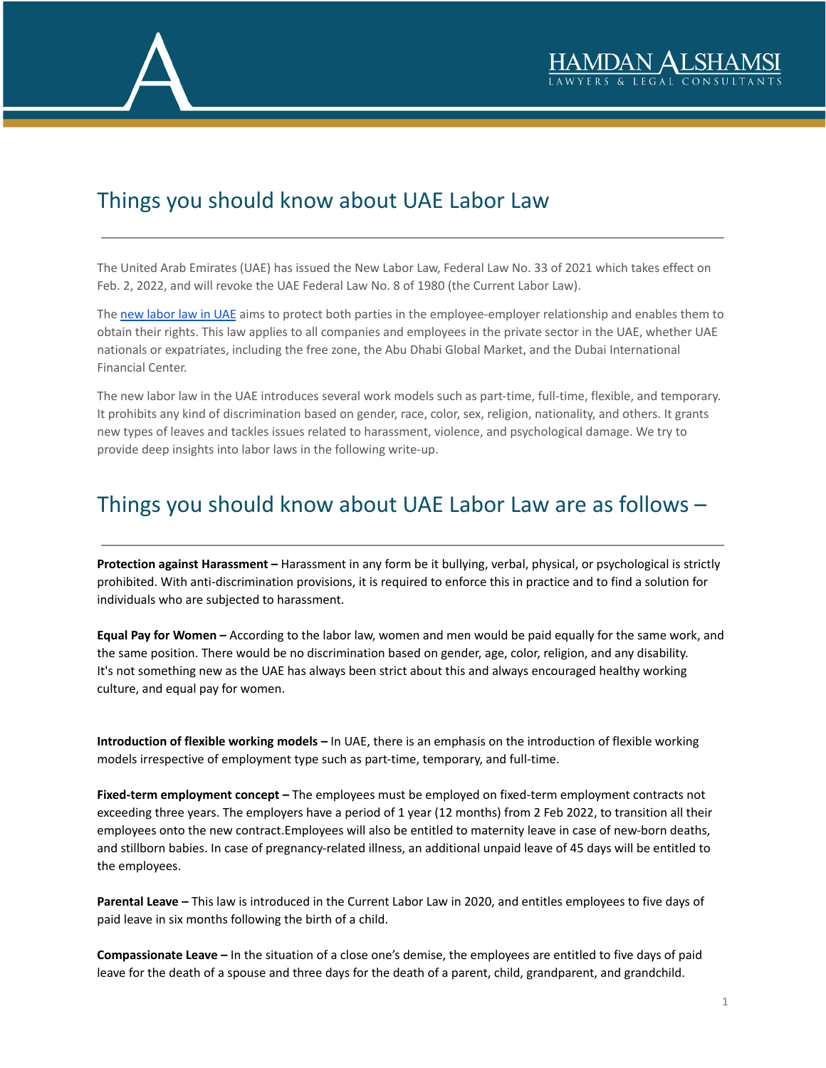# Things you should know about UAE Labor Law

The United Arab Emirates (UAE) has issued the New Labor Law, Federal Law No. 33 of 2021 which takes effect on Feb. 2, 2022, and will revoke the UAE Federal Law No. 8 of 1980 (the Current Labor Law).

The new labor law in UAE aims to protect both parties in the employee-employer relationship and enables them to obtain their rights. This law applies to all companies and employees in the private sector in the UAE, whether UAE nationals or expatriates, including the free zone, the Abu Dhabi Global Market, and the Dubai International Financial Center.

The new labor law in the UAE introduces several work models such as part-time, full-time, flexible, and temporary. It prohibits any kind of discrimination based on gender, race, color, sex, religion, nationality, and others. It grants new types of leaves and tackles issues related to harassment, violence, and psychological damage. We try to provide deep insights into labor laws in the following write-up.

## Things you should know about UAE Labor Law are as follows –

**Protection against Harassment –** Harassment in any form be it bullying, verbal, physical, or psychological is strictly prohibited. With anti-discrimination provisions, it is required to enforce this in practice and to find a solution for individuals who are subjected to harassment.

**Equal Pay for Women –** According to the labor law, women and men would be paid equally for the same work, and the same position. There would be no discrimination based on gender, age, color, religion, and any disability. It's not something new as the UAE has always been strict about this and always encouraged healthy working culture, and equal pay for women.

**Introduction of flexible working models –** In UAE, there is an emphasis on the introduction of flexible working models irrespective of employment type such as part-time, temporary, and full-time.

**Fixed-term employment concept –** The employees must be employed on fixed-term employment contracts not exceeding three years. The employers have a period of 1 year (12 months) from 2 Feb 2022, to transition all their employees onto the new contract.Employees will also be entitled to maternity leave in case of new-born deaths, and stillborn babies. In case of pregnancy-related illness, an additional unpaid leave of 45 days will be entitled to the employees.

**Parental Leave –** This law is introduced in the Current Labor Law in 2020, and entitles employees to five days of paid leave in six months following the birth of a child.

**Compassionate Leave –** In the situation of a close one's demise, the employees are entitled to five days of paid leave for the death of a spouse and three days for the death of a parent, child, grandparent, and grandchild.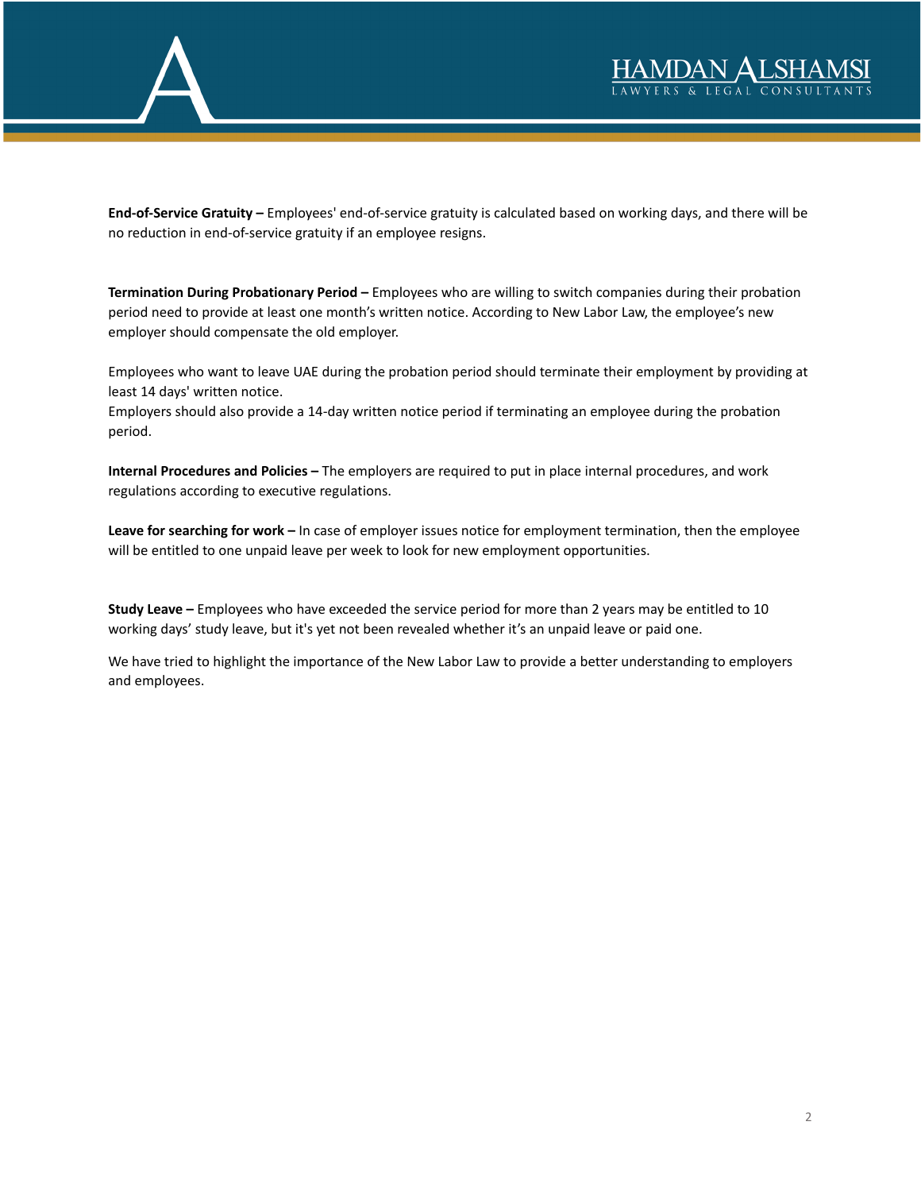**End-of-Service Gratuity –** Employees' end-of-service gratuity is calculated based on working days, and there will be no reduction in end-of-service gratuity if an employee resigns.

**Termination During Probationary Period –** Employees who are willing to switch companies during their probation period need to provide at least one month's written notice. According to New Labor Law, the employee's new employer should compensate the old employer.

Employees who want to leave UAE during the probation period should terminate their employment by providing at least 14 days' written notice.
Employers should also provide a 14-day written notice period if terminating an employee during the probation period.

**Internal Procedures and Policies –** The employers are required to put in place internal procedures, and work regulations according to executive regulations.

**Leave for searching for work –** In case of employer issues notice for employment termination, then the employee will be entitled to one unpaid leave per week to look for new employment opportunities.

**Study Leave –** Employees who have exceeded the service period for more than 2 years may be entitled to 10 working days' study leave, but it's yet not been revealed whether it's an unpaid leave or paid one.

We have tried to highlight the importance of the New Labor Law to provide a better understanding to employers and employees.